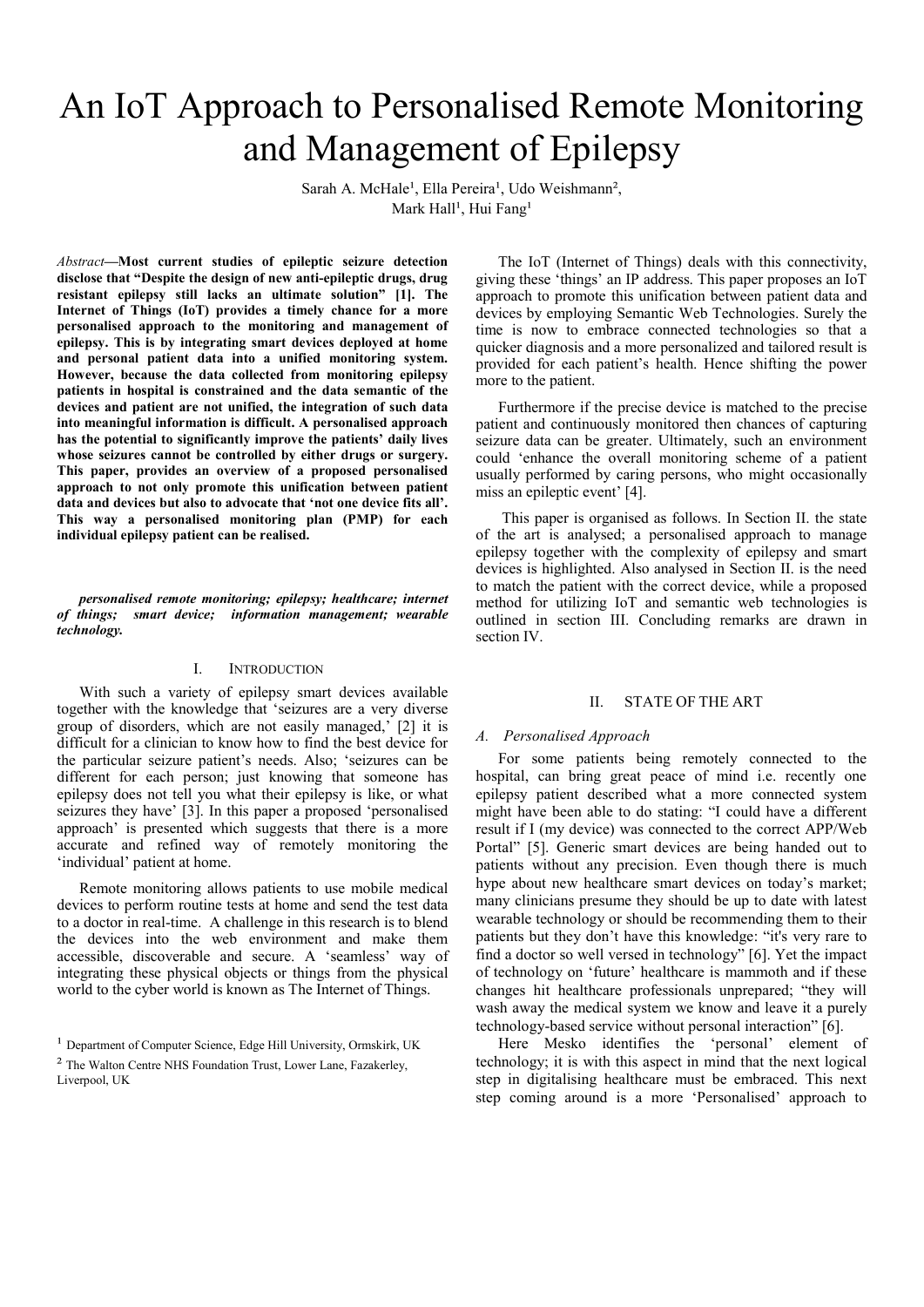# An IoT Approach to Personalised Remote Monitoring and Management of Epilepsy

Sarah A. McHale[1], Ella Pereira[1], Udo Weishmann[2], Mark Hall[1], Hui Fang[1]

*Abstract*—**Most current studies of epileptic seizure detection disclose that "Despite the design of new anti-epileptic drugs, drug resistant epilepsy still lacks an ultimate solution" [1]. The Internet of Things (IoT) provides a timely chance for a more personalised approach to the monitoring and management of epilepsy. This is by integrating smart devices deployed at home and personal patient data into a unified monitoring system. However, because the data collected from monitoring epilepsy patients in hospital is constrained and the data semantic of the devices and patient are not unified, the integration of such data into meaningful information is difficult. A personalised approach has the potential to significantly improve the patients' daily lives whose seizures cannot be controlled by either drugs or surgery. This paper, provides an overview of a proposed personalised approach to not only promote this unification between patient data and devices but also to advocate that 'not one device fits all'. This way a personalised monitoring plan (PMP) for each individual epilepsy patient can be realised.**

***personalised remote monitoring; epilepsy; healthcare; internet of things; smart device; information management; wearable technology.***

## I. INTRODUCTION

With such a variety of epilepsy smart devices available together with the knowledge that 'seizures are a very diverse group of disorders, which are not easily managed,' [2] it is difficult for a clinician to know how to find the best device for the particular seizure patient's needs. Also; 'seizures can be different for each person; just knowing that someone has epilepsy does not tell you what their epilepsy is like, or what seizures they have' [3]. In this paper a proposed 'personalised approach' is presented which suggests that there is a more accurate and refined way of remotely monitoring the 'individual' patient at home.

Remote monitoring allows patients to use mobile medical devices to perform routine tests at home and send the test data to a doctor in real-time. A challenge in this research is to blend the devices into the web environment and make them accessible, discoverable and secure. A 'seamless' way of integrating these physical objects or things from the physical world to the cyber world is known as The Internet of Things.

The IoT (Internet of Things) deals with this connectivity, giving these 'things' an IP address. This paper proposes an IoT approach to promote this unification between patient data and devices by employing Semantic Web Technologies. Surely the time is now to embrace connected technologies so that a quicker diagnosis and a more personalized and tailored result is provided for each patient's health. Hence shifting the power more to the patient.

Furthermore if the precise device is matched to the precise patient and continuously monitored then chances of capturing seizure data can be greater. Ultimately, such an environment could 'enhance the overall monitoring scheme of a patient usually performed by caring persons, who might occasionally miss an epileptic event' [4].

This paper is organised as follows. In Section II. the state of the art is analysed; a personalised approach to manage epilepsy together with the complexity of epilepsy and smart devices is highlighted. Also analysed in Section II. is the need to match the patient with the correct device, while a proposed method for utilizing IoT and semantic web technologies is outlined in section III. Concluding remarks are drawn in section IV.

## II. STATE OF THE ART

### A. Personalised Approach

For some patients being remotely connected to the hospital, can bring great peace of mind i.e. recently one epilepsy patient described what a more connected system might have been able to do stating: "I could have a different result if I (my device) was connected to the correct APP/Web Portal" [5]. Generic smart devices are being handed out to patients without any precision. Even though there is much hype about new healthcare smart devices on today's market; many clinicians presume they should be up to date with latest wearable technology or should be recommending them to their patients but they don't have this knowledge: "it's very rare to find a doctor so well versed in technology" [6]. Yet the impact of technology on 'future' healthcare is mammoth and if these changes hit healthcare professionals unprepared; "they will wash away the medical system we know and leave it a purely technology-based service without personal interaction" [6].

Here Mesko identifies the 'personal' element of technology; it is with this aspect in mind that the next logical step in digitalising healthcare must be embraced. This next step coming around is a more 'Personalised' approach to

[1] Department of Computer Science, Edge Hill University, Ormskirk, UK

[2] The Walton Centre NHS Foundation Trust, Lower Lane, Fazakerley, Liverpool, UK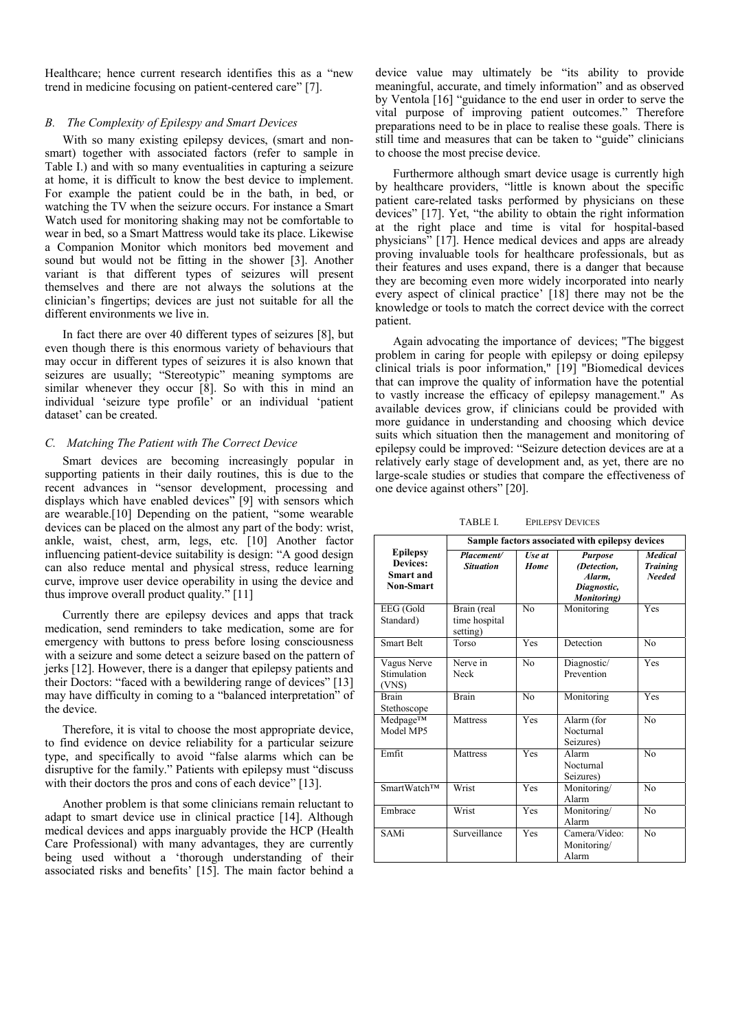Healthcare; hence current research identifies this as a "new trend in medicine focusing on patient-centered care" [7].

### *B. The Complexity of Epilepsy and Smart Devices*

With so many existing epilepsy devices, (smart and non-smart) together with associated factors (refer to sample in Table I.) and with so many eventualities in capturing a seizure at home, it is difficult to know the best device to implement. For example the patient could be in the bath, in bed, or watching the TV when the seizure occurs. For instance a Smart Watch used for monitoring shaking may not be comfortable to wear in bed, so a Smart Mattress would take its place. Likewise a Companion Monitor which monitors bed movement and sound but would not be fitting in the shower [3]. Another variant is that different types of seizures will present themselves and there are not always the solutions at the clinician's fingertips; devices are just not suitable for all the different environments we live in.

In fact there are over 40 different types of seizures [8], but even though there is this enormous variety of behaviours that may occur in different types of seizures it is also known that seizures are usually; "Stereotypic" meaning symptoms are similar whenever they occur [8]. So with this in mind an individual 'seizure type profile' or an individual 'patient dataset' can be created.

### *C. Matching The Patient with The Correct Device*

Smart devices are becoming increasingly popular in supporting patients in their daily routines, this is due to the recent advances in "sensor development, processing and displays which have enabled devices" [9] with sensors which are wearable.[10] Depending on the patient, "some wearable devices can be placed on the almost any part of the body: wrist, ankle, waist, chest, arm, legs, etc. [10] Another factor influencing patient-device suitability is design: "A good design can also reduce mental and physical stress, reduce learning curve, improve user device operability in using the device and thus improve overall product quality." [11]

Currently there are epilepsy devices and apps that track medication, send reminders to take medication, some are for emergency with buttons to press before losing consciousness with a seizure and some detect a seizure based on the pattern of jerks [12]. However, there is a danger that epilepsy patients and their Doctors: "faced with a bewildering range of devices" [13] may have difficulty in coming to a "balanced interpretation" of the device.

Therefore, it is vital to choose the most appropriate device, to find evidence on device reliability for a particular seizure type, and specifically to avoid "false alarms which can be disruptive for the family." Patients with epilepsy must "discuss with their doctors the pros and cons of each device" [13].

Another problem is that some clinicians remain reluctant to adapt to smart device use in clinical practice [14]. Although medical devices and apps inarguably provide the HCP (Health Care Professional) with many advantages, they are currently being used without a 'thorough understanding of their associated risks and benefits' [15]. The main factor behind a device value may ultimately be "its ability to provide meaningful, accurate, and timely information" and as observed by Ventola [16] "guidance to the end user in order to serve the vital purpose of improving patient outcomes." Therefore preparations need to be in place to realise these goals. There is still time and measures that can be taken to "guide" clinicians to choose the most precise device.

Furthermore although smart device usage is currently high by healthcare providers, "little is known about the specific patient care-related tasks performed by physicians on these devices" [17]. Yet, "the ability to obtain the right information at the right place and time is vital for hospital-based physicians" [17]. Hence medical devices and apps are already proving invaluable tools for healthcare professionals, but as their features and uses expand, there is a danger that because they are becoming even more widely incorporated into nearly every aspect of clinical practice' [18] there may not be the knowledge or tools to match the correct device with the correct patient.

Again advocating the importance of devices; "The biggest problem in caring for people with epilepsy or doing epilepsy clinical trials is poor information," [19] "Biomedical devices that can improve the quality of information have the potential to vastly increase the efficacy of epilepsy management." As available devices grow, if clinicians could be provided with more guidance in understanding and choosing which device suits which situation then the management and monitoring of epilepsy could be improved: "Seizure detection devices are at a relatively early stage of development and, as yet, there are no large-scale studies or studies that compare the effectiveness of one device against others" [20].

TABLE I. EPILEPSY DEVICES

| **Epilepsy Devices: Smart and Non-Smart** | **Sample factors associated with epilepsy devices** | | | |
|---|---|---|---|---|
| | ***Placement/ Situation*** | ***Use at Home*** | ***Purpose (Detection, Alarm, Diagnostic, Monitoring)*** | ***Medical Training Needed*** |
| EEG (Gold Standard) | Brain (real time hospital setting) | No | Monitoring | Yes |
| Smart Belt | Torso | Yes | Detection | No |
| Vagus Nerve Stimulation (VNS) | Nerve in Neck | No | Diagnostic/ Prevention | Yes |
| Brain Stethoscope | Brain | No | Monitoring | Yes |
| Medpage™ Model MP5 | Mattress | Yes | Alarm (for Nocturnal Seizures) | No |
| Emfit | Mattress | Yes | Alarm Nocturnal Seizures) | No |
| SmartWatch™ | Wrist | Yes | Monitoring/ Alarm | No |
| Embrace | Wrist | Yes | Monitoring/ Alarm | No |
| SAMi | Surveillance | Yes | Camera/Video: Monitoring/ Alarm | No |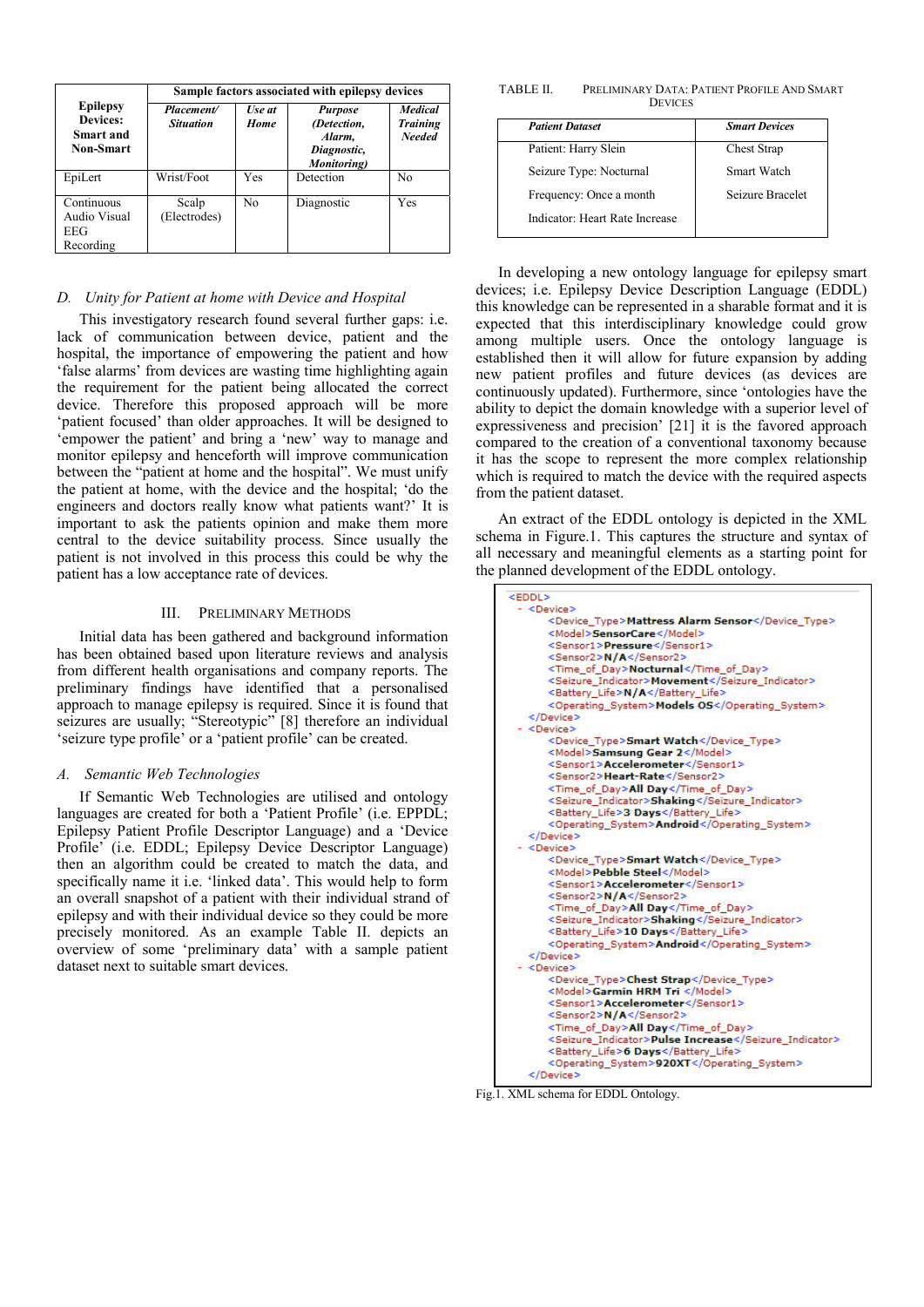| Epilepsy Devices: Smart and Non-Smart | Sample factors associated with epilepsy devices | | | |
|---|---|---|---|---|
| | *Placement/ Situation* | *Use at Home* | *Purpose (Detection, Alarm, Diagnostic, Monitoring)* | *Medical Training Needed* |
| EpiLert | Wrist/Foot | Yes | Detection | No |
| Continuous Audio Visual EEG Recording | Scalp (Electrodes) | No | Diagnostic | Yes |

### D. *Unity for Patient at home with Device and Hospital*

This investigatory research found several further gaps: i.e. lack of communication between device, patient and the hospital, the importance of empowering the patient and how 'false alarms' from devices are wasting time highlighting again the requirement for the patient being allocated the correct device. Therefore this proposed approach will be more 'patient focused' than older approaches. It will be designed to 'empower the patient' and bring a 'new' way to manage and monitor epilepsy and henceforth will improve communication between the "patient at home and the hospital". We must unify the patient at home, with the device and the hospital; 'do the engineers and doctors really know what patients want?' It is important to ask the patients opinion and make them more central to the device suitability process. Since usually the patient is not involved in this process this could be why the patient has a low acceptance rate of devices.

## III. Preliminary Methods

Initial data has been gathered and background information has been obtained based upon literature reviews and analysis from different health organisations and company reports. The preliminary findings have identified that a personalised approach to manage epilepsy is required. Since it is found that seizures are usually; "Stereotypic" [8] therefore an individual 'seizure type profile' or a 'patient profile' can be created.

### A. *Semantic Web Technologies*

If Semantic Web Technologies are utilised and ontology languages are created for both a 'Patient Profile' (i.e. EPPDL; Epilepsy Patient Profile Descriptor Language) and a 'Device Profile' (i.e. EDDL; Epilepsy Device Descriptor Language) then an algorithm could be created to match the data, and specifically name it i.e. 'linked data'. This would help to form an overall snapshot of a patient with their individual strand of epilepsy and with their individual device so they could be more precisely monitored. As an example Table II. depicts an overview of some 'preliminary data' with a sample patient dataset next to suitable smart devices.

TABLE II. Preliminary Data: Patient Profile And Smart Devices

| *Patient Dataset* | *Smart Devices* |
|---|---|
| Patient: Harry Slein | Chest Strap |
| Seizure Type: Nocturnal | Smart Watch |
| Frequency: Once a month | Seizure Bracelet |
| Indicator: Heart Rate Increase | |

In developing a new ontology language for epilepsy smart devices; i.e. Epilepsy Device Description Language (EDDL) this knowledge can be represented in a sharable format and it is expected that this interdisciplinary knowledge could grow among multiple users. Once the ontology language is established then it will allow for future expansion by adding new patient profiles and future devices (as devices are continuously updated). Furthermore, since 'ontologies have the ability to depict the domain knowledge with a superior level of expressiveness and precision' [21] it is the favored approach compared to the creation of a conventional taxonomy because it has the scope to represent the more complex relationship which is required to match the device with the required aspects from the patient dataset.

An extract of the EDDL ontology is depicted in the XML schema in Figure.1. This captures the structure and syntax of all necessary and meaningful elements as a starting point for the planned development of the EDDL ontology.

```
<EDDL>
 - <Device>
     <Device_Type>Mattress Alarm Sensor</Device_Type>
     <Model>SensorCare</Model>
     <Sensor1>Pressure</Sensor1>
     <Sensor2>N/A</Sensor2>
     <Time_of_Day>Nocturnal</Time_of_Day>
     <Seizure_Indicator>Movement</Seizure_Indicator>
     <Battery_Life>N/A</Battery_Life>
     <Operating_System>Models OS</Operating_System>
   </Device>
 - <Device>
     <Device_Type>Smart Watch</Device_Type>
     <Model>Samsung Gear 2</Model>
     <Sensor1>Accelerometer</Sensor1>
     <Sensor2>Heart-Rate</Sensor2>
     <Time_of_Day>All Day</Time_of_Day>
     <Seizure_Indicator>Shaking</Seizure_Indicator>
     <Battery_Life>3 Days</Battery_Life>
     <Operating_System>Android</Operating_System>
   </Device>
 - <Device>
     <Device_Type>Smart Watch</Device_Type>
     <Model>Pebble Steel</Model>
     <Sensor1>Accelerometer</Sensor1>
     <Sensor2>N/A</Sensor2>
     <Time_of_Day>All Day</Time_of_Day>
     <Seizure_Indicator>Shaking</Seizure_Indicator>
     <Battery_Life>10 Days</Battery_Life>
     <Operating_System>Android</Operating_System>
   </Device>
 - <Device>
     <Device_Type>Chest Strap</Device_Type>
     <Model>Garmin HRM Tri </Model>
     <Sensor1>Accelerometer</Sensor1>
     <Sensor2>N/A</Sensor2>
     <Time_of_Day>All Day</Time_of_Day>
     <Seizure_Indicator>Pulse Increase</Seizure_Indicator>
     <Battery_Life>6 Days</Battery_Life>
     <Operating_System>920XT</Operating_System>
   </Device>
```

Fig.1. XML schema for EDDL Ontology.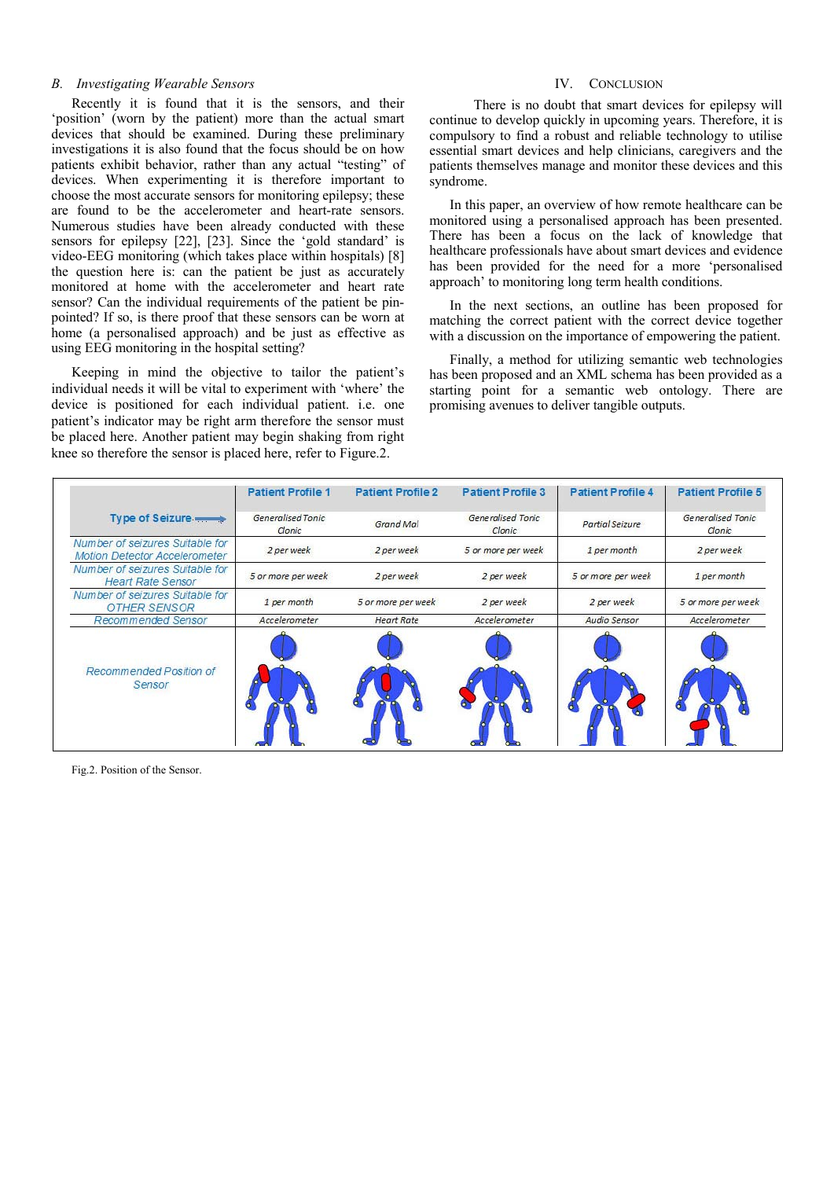### B. Investigating Wearable Sensors

Recently it is found that it is the sensors, and their 'position' (worn by the patient) more than the actual smart devices that should be examined. During these preliminary investigations it is also found that the focus should be on how patients exhibit behavior, rather than any actual "testing" of devices. When experimenting it is therefore important to choose the most accurate sensors for monitoring epilepsy; these are found to be the accelerometer and heart-rate sensors. Numerous studies have been already conducted with these sensors for epilepsy [22], [23]. Since the 'gold standard' is video-EEG monitoring (which takes place within hospitals) [8] the question here is: can the patient be just as accurately monitored at home with the accelerometer and heart rate sensor? Can the individual requirements of the patient be pin-pointed? If so, is there proof that these sensors can be worn at home (a personalised approach) and be just as effective as using EEG monitoring in the hospital setting?

Keeping in mind the objective to tailor the patient's individual needs it will be vital to experiment with 'where' the device is positioned for each individual patient. i.e. one patient's indicator may be right arm therefore the sensor must be placed here. Another patient may begin shaking from right knee so therefore the sensor is placed here, refer to Figure.2.

## IV. Conclusion

There is no doubt that smart devices for epilepsy will continue to develop quickly in upcoming years. Therefore, it is compulsory to find a robust and reliable technology to utilise essential smart devices and help clinicians, caregivers and the patients themselves manage and monitor these devices and this syndrome.

In this paper, an overview of how remote healthcare can be monitored using a personalised approach has been presented. There has been a focus on the lack of knowledge that healthcare professionals have about smart devices and evidence has been provided for the need for a more 'personalised approach' to monitoring long term health conditions.

In the next sections, an outline has been proposed for matching the correct patient with the correct device together with a discussion on the importance of empowering the patient.

Finally, a method for utilizing semantic web technologies has been proposed and an XML schema has been provided as a starting point for a semantic web ontology. There are promising avenues to deliver tangible outputs.

| | Patient Profile 1 | Patient Profile 2 | Patient Profile 3 | Patient Profile 4 | Patient Profile 5 |
|---|---|---|---|---|---|
| Type of Seizure | Generalised Tonic Clonic | Grand Mal | Generalised Tonic Clonic | Partial Seizure | Generalised Tonic Clonic |
| Number of seizures Suitable for Motion Detector Accelerometer | 2 per week | 2 per week | 5 or more per week | 1 per month | 2 per week |
| Number of seizures Suitable for Heart Rate Sensor | 5 or more per week | 2 per week | 2 per week | 5 or more per week | 1 per month |
| Number of seizures Suitable for OTHER SENSOR | 1 per month | 5 or more per week | 2 per week | 2 per week | 5 or more per week |
| Recommended Sensor | Accelerometer | Heart Rate | Accelerometer | Audio Sensor | Accelerometer |
| Recommended Position of Sensor | | | | | |

Fig.2. Position of the Sensor.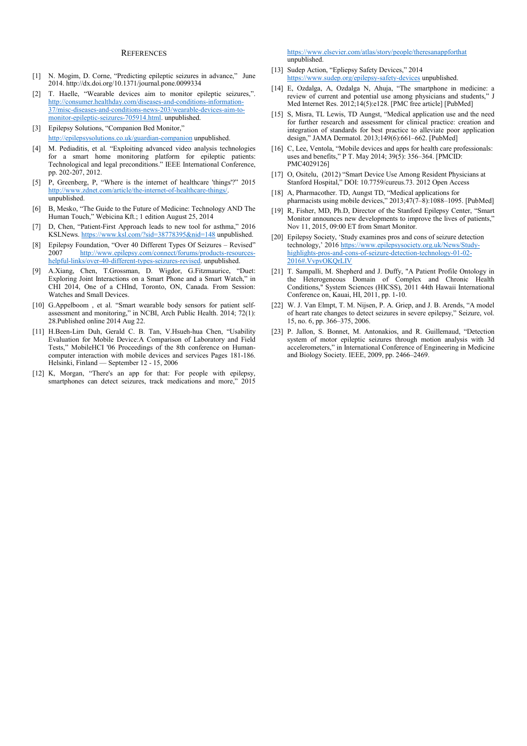## REFERENCES

[1] N. Mogim, D. Corne, "Predicting epileptic seizures in advance," June 2014. http://dx.doi.org/10.1371/journal.pone.0099334

[2] T. Haelle, "Wearable devices aim to monitor epileptic seizures,". http://consumer.healthday.com/diseases-and-conditions-information-37/misc-diseases-and-conditions-news-203/wearable-devices-aim-to-monitor-epileptic-seizures-705914.html. unpublished.

[3] Epilepsy Solutions, "Companion Bed Monitor," http://epilepsysolutions.co.uk/guardian-companion unpublished.

[4] M. Pediaditis, et al. "Exploiting advanced video analysis technologies for a smart home monitoring platform for epileptic patients: Technological and legal preconditions." IEEE International Conference, pp. 202-207, 2012.

[5] P, Greenberg, P, "Where is the internet of healthcare 'things'?" 2015 http://www.zdnet.com/article/the-internet-of-healthcare-things/. unpublished.

[6] B, Mesko, "The Guide to the Future of Medicine: Technology AND The Human Touch," Webicina Kft.; 1 edition August 25, 2014

[7] D, Chen, "Patient-First Approach leads to new tool for asthma," 2016 KSLNews. https://www.ksl.com/?sid=38778395&nid=148 unpublished.

[8] Epilepsy Foundation, "Over 40 Different Types Of Seizures – Revised" 2007 http://www.epilepsy.com/connect/forums/products-resources-helpful-links/over-40-different-types-seizures-revised. unpublished.

[9] A.Xiang, Chen, T.Grossman, D. Wigdor, G.Fitzmaurice, "Duet: Exploring Joint Interactions on a Smart Phone and a Smart Watch," in CHI 2014, One of a CHInd, Toronto, ON, Canada. From Session: Watches and Small Devices.

[10] G.Appelboom , et al. "Smart wearable body sensors for patient self-assessment and monitoring," in NCBI, Arch Public Health. 2014; 72(1): 28.Published online 2014 Aug 22.

[11] H.Been-Lirn Duh, Gerald C. B. Tan, V.Hsueh-hua Chen, "Usability Evaluation for Mobile Device:A Comparison of Laboratory and Field Tests," MobileHCI '06 Proceedings of the 8th conference on Human-computer interaction with mobile devices and services Pages 181-186. Helsinki, Finland — September 12 - 15, 2006

[12] K, Morgan, "There's an app for that: For people with epilepsy, smartphones can detect seizures, track medications and more," 2015 https://www.elsevier.com/atlas/story/people/theresanappforthat unpublished.

[13] Sudep Action, "Epliepsy Safety Devices," 2014 https://www.sudep.org/epilepsy-safety-devices unpublished.

[14] E, Ozdalga, A, Ozdalga N, Ahuja, "The smartphone in medicine: a review of current and potential use among physicians and students," J Med Internet Res. 2012;14(5):e128. [PMC free article] [PubMed]

[15] S, Misra, TL Lewis, TD Aungst, "Medical application use and the need for further research and assessment for clinical practice: creation and integration of standards for best practice to alleviate poor application design," JAMA Dermatol. 2013;149(6):661–662. [PubMed]

[16] C, Lee, Ventola, "Mobile devices and apps for health care professionals: uses and benefits," P T. May 2014; 39(5): 356–364. [PMCID: PMC4029126]

[17] O, Ositelu, (2012) "Smart Device Use Among Resident Physicians at Stanford Hospital," DOI: 10.7759/cureus.73. 2012 Open Access

[18] A, Pharmacother. TD, Aungst TD, "Medical applications for pharmacists using mobile devices," 2013;47(7–8):1088–1095. [PubMed]

[19] R, Fisher, MD, Ph.D, Director of the Stanford Epilepsy Center, "Smart Monitor announces new developments to improve the lives of patients," Nov 11, 2015, 09:00 ET from Smart Monitor.

[20] Epilepsy Society, 'Study examines pros and cons of seizure detection technology,' 2016 https://www.epilepsysociety.org.uk/News/Study-highlights-pros-and-cons-of-seizure-detection-technology-01-02-2016#.VvpvOKQrLIV

[21] T. Sampalli, M. Shepherd and J. Duffy, "A Patient Profile Ontology in the Heterogeneous Domain of Complex and Chronic Health Conditions," System Sciences (HICSS), 2011 44th Hawaii International Conference on, Kauai, HI, 2011, pp. 1-10.

[22] W. J. Van Elmpt, T. M. Nijsen, P. A. Griep, and J. B. Arends, "A model of heart rate changes to detect seizures in severe epilepsy," Seizure, vol. 15, no. 6, pp. 366–375, 2006.

[23] P. Jallon, S. Bonnet, M. Antonakios, and R. Guillemaud, "Detection system of motor epileptic seizures through motion analysis with 3d accelerometers," in International Conference of Engineering in Medicine and Biology Society. IEEE, 2009, pp. 2466–2469.